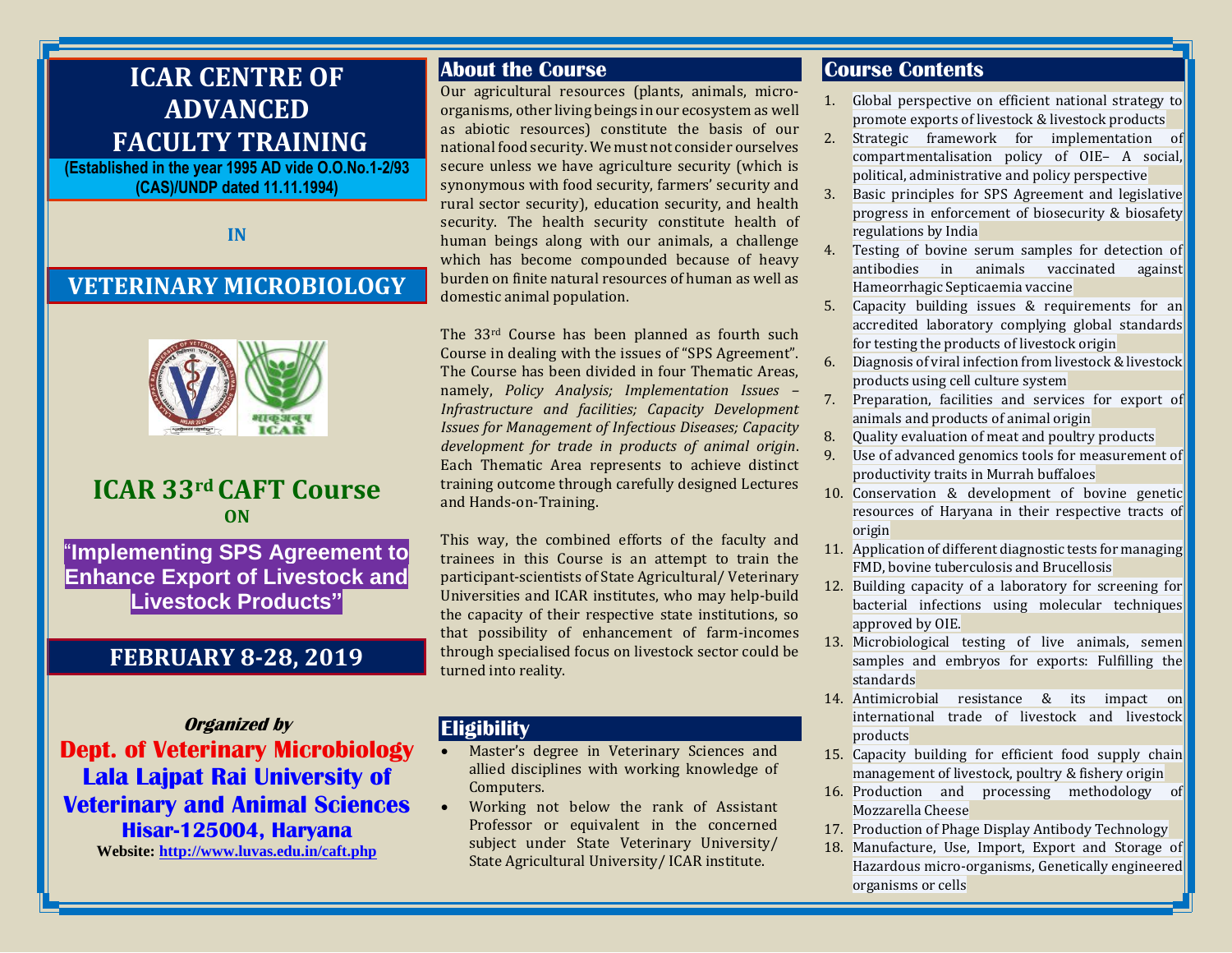# ICAR CENTRE OF ADVANCED FACULTY TRAINING

**(Established in the year 1995 AD vide O.O.No.1-2/93 (CAS)/UNDP dated 11.11.1994)**

**IN**

## VETERINARY MICROBIOLOGY

## ICAR 33rd CAFT Course

**ON**

**"Implementing SPS Agreement to Enhance Export of Livestock and Livestock Products"**

## FEBRUARY 8-28, 2019

***Organized by***

**Dept. of Veterinary Microbiology**
**Lala Lajpat Rai University of Veterinary and Animal Sciences**
**Hisar-125004, Haryana**

**Website:** http://www.luvas.edu.in/caft.php

## About the Course

Our agricultural resources (plants, animals, micro-organisms, other living beings in our ecosystem as well as abiotic resources) constitute the basis of our national food security. We must not consider ourselves secure unless we have agriculture security (which is synonymous with food security, farmers' security and rural sector security), education security, and health security. The health security constitute health of human beings along with our animals, a challenge which has become compounded because of heavy burden on finite natural resources of human as well as domestic animal population.

The 33rd Course has been planned as fourth such Course in dealing with the issues of "SPS Agreement". The Course has been divided in four Thematic Areas, namely, *Policy Analysis; Implementation Issues – Infrastructure and facilities; Capacity Development Issues for Management of Infectious Diseases; Capacity development for trade in products of animal origin*. Each Thematic Area represents to achieve distinct training outcome through carefully designed Lectures and Hands-on-Training.

This way, the combined efforts of the faculty and trainees in this Course is an attempt to train the participant-scientists of State Agricultural/ Veterinary Universities and ICAR institutes, who may help-build the capacity of their respective state institutions, so that possibility of enhancement of farm-incomes through specialised focus on livestock sector could be turned into reality.

## Eligibility

- Master's degree in Veterinary Sciences and allied disciplines with working knowledge of Computers.
- Working not below the rank of Assistant Professor or equivalent in the concerned subject under State Veterinary University/ State Agricultural University/ ICAR institute.

## Course Contents

1. Global perspective on efficient national strategy to promote exports of livestock & livestock products
2. Strategic framework for implementation of compartmentalisation policy of OIE– A social, political, administrative and policy perspective
3. Basic principles for SPS Agreement and legislative progress in enforcement of biosecurity & biosafety regulations by India
4. Testing of bovine serum samples for detection of antibodies in animals vaccinated against Hameorrhagic Septicaemia vaccine
5. Capacity building issues & requirements for an accredited laboratory complying global standards for testing the products of livestock origin
6. Diagnosis of viral infection from livestock & livestock products using cell culture system
7. Preparation, facilities and services for export of animals and products of animal origin
8. Quality evaluation of meat and poultry products
9. Use of advanced genomics tools for measurement of productivity traits in Murrah buffaloes
10. Conservation & development of bovine genetic resources of Haryana in their respective tracts of origin
11. Application of different diagnostic tests for managing FMD, bovine tuberculosis and Brucellosis
12. Building capacity of a laboratory for screening for bacterial infections using molecular techniques approved by OIE.
13. Microbiological testing of live animals, semen samples and embryos for exports: Fulfilling the standards
14. Antimicrobial resistance & its impact on international trade of livestock and livestock products
15. Capacity building for efficient food supply chain management of livestock, poultry & fishery origin
16. Production and processing methodology of Mozzarella Cheese
17. Production of Phage Display Antibody Technology
18. Manufacture, Use, Import, Export and Storage of Hazardous micro-organisms, Genetically engineered organisms or cells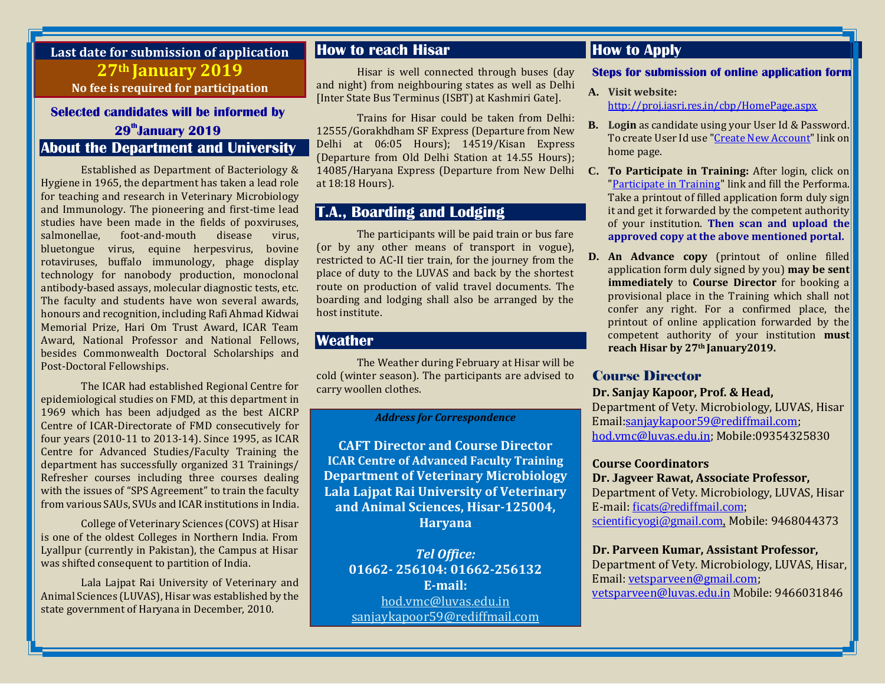**Last date for submission of application**

**27th January 2019**

**No fee is required for participation**

**Selected candidates will be informed by 29th January 2019**

## About the Department and University

Established as Department of Bacteriology & Hygiene in 1965, the department has taken a lead role for teaching and research in Veterinary Microbiology and Immunology. The pioneering and first-time lead studies have been made in the fields of poxviruses, salmonellae, foot-and-mouth disease virus, bluetongue virus, equine herpesvirus, bovine rotaviruses, buffalo immunology, phage display technology for nanobody production, monoclonal antibody-based assays, molecular diagnostic tests, etc. The faculty and students have won several awards, honours and recognition, including Rafi Ahmad Kidwai Memorial Prize, Hari Om Trust Award, ICAR Team Award, National Professor and National Fellows, besides Commonwealth Doctoral Scholarships and Post-Doctoral Fellowships.

The ICAR had established Regional Centre for epidemiological studies on FMD, at this department in 1969 which has been adjudged as the best AICRP Centre of ICAR-Directorate of FMD consecutively for four years (2010-11 to 2013-14). Since 1995, as ICAR Centre for Advanced Studies/Faculty Training the department has successfully organized 31 Trainings/ Refresher courses including three courses dealing with the issues of "SPS Agreement" to train the faculty from various SAUs, SVUs and ICAR institutions in India.

College of Veterinary Sciences (COVS) at Hisar is one of the oldest Colleges in Northern India. From Lyallpur (currently in Pakistan), the Campus at Hisar was shifted consequent to partition of India.

Lala Lajpat Rai University of Veterinary and Animal Sciences (LUVAS), Hisar was established by the state government of Haryana in December, 2010.

## How to reach Hisar

Hisar is well connected through buses (day and night) from neighbouring states as well as Delhi [Inter State Bus Terminus (ISBT) at Kashmiri Gate].

Trains for Hisar could be taken from Delhi: 12555/Gorakhdham SF Express (Departure from New Delhi at 06:05 Hours); 14519/Kisan Express (Departure from Old Delhi Station at 14.55 Hours); 14085/Haryana Express (Departure from New Delhi at 18:18 Hours).

## T.A., Boarding and Lodging

The participants will be paid train or bus fare (or by any other means of transport in vogue), restricted to AC-II tier train, for the journey from the place of duty to the LUVAS and back by the shortest route on production of valid travel documents. The boarding and lodging shall also be arranged by the host institute.

## Weather

The Weather during February at Hisar will be cold (winter season). The participants are advised to carry woollen clothes.

*Address for Correspondence*

**CAFT Director and Course Director**
**ICAR Centre of Advanced Faculty Training**
**Department of Veterinary Microbiology**
**Lala Lajpat Rai University of Veterinary and Animal Sciences, Hisar-125004, Haryana**

***Tel Office:***
**01662- 256104: 01662-256132**
**E-mail:**
hod.vmc@luvas.edu.in
sanjaykapoor59@rediffmail.com

## How to Apply

**Steps for submission of online application form**

**A. Visit website:** http://proj.iasri.res.in/cbp/HomePage.aspx

**B. Login** as candidate using your User Id & Password. To create User Id use "Create New Account" link on home page.

**C. To Participate in Training:** After login, click on "Participate in Training" link and fill the Performa. Take a printout of filled application form duly sign it and get it forwarded by the competent authority of your institution. **Then scan and upload the approved copy at the above mentioned portal.**

**D. An Advance copy** (printout of online filled application form duly signed by you) **may be sent immediately** to **Course Director** for booking a provisional place in the Training which shall not confer any right. For a confirmed place, the printout of online application forwarded by the competent authority of your institution **must reach Hisar by 27th January2019.**

### Course Director

**Dr. Sanjay Kapoor, Prof. & Head,**
Department of Vety. Microbiology, LUVAS, Hisar
Email:sanjaykapoor59@rediffmail.com; hod.vmc@luvas.edu.in; Mobile:09354325830

**Course Coordinators**

**Dr. Jagveer Rawat, Associate Professor,**
Department of Vety. Microbiology, LUVAS, Hisar
E-mail: ficats@rediffmail.com; scientificyogi@gmail.com, Mobile: 9468044373

**Dr. Parveen Kumar, Assistant Professor,**
Department of Vety. Microbiology, LUVAS, Hisar,
Email: vetsparveen@gmail.com; vetsparveen@luvas.edu.in Mobile: 9466031846